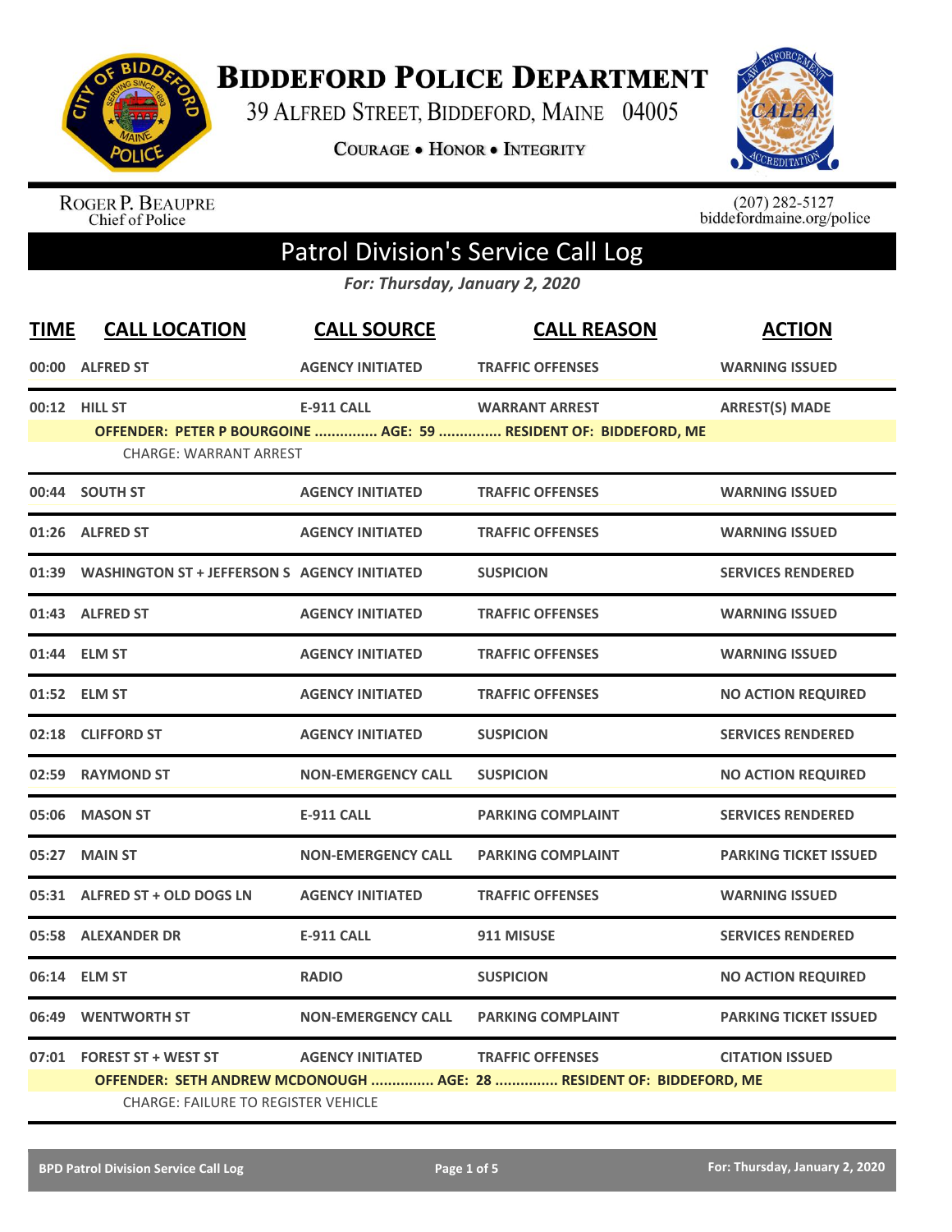# Biddeford Police Department

39 Alfred Street, Biddeford, Maine 04005

**Courage • Honor • Integrity**

Roger P. Beaupre
Chief of Police

(207) 282-5127
biddefordmaine.org/police

## Patrol Division's Service Call Log

*For: Thursday, January 2, 2020*

| TIME | CALL LOCATION | CALL SOURCE | CALL REASON | ACTION |
|---|---|---|---|---|
| 00:00 | ALFRED ST | AGENCY INITIATED | TRAFFIC OFFENSES | WARNING ISSUED |
| 00:12 | HILL ST | E-911 CALL | WARRANT ARREST | ARREST(S) MADE |
| | OFFENDER: PETER P BOURGOINE ............... AGE: 59 ............... RESIDENT OF: BIDDEFORD, ME | | | |
| | CHARGE: WARRANT ARREST | | | |
| 00:44 | SOUTH ST | AGENCY INITIATED | TRAFFIC OFFENSES | WARNING ISSUED |
| 01:26 | ALFRED ST | AGENCY INITIATED | TRAFFIC OFFENSES | WARNING ISSUED |
| 01:39 | WASHINGTON ST + JEFFERSON S | AGENCY INITIATED | SUSPICION | SERVICES RENDERED |
| 01:43 | ALFRED ST | AGENCY INITIATED | TRAFFIC OFFENSES | WARNING ISSUED |
| 01:44 | ELM ST | AGENCY INITIATED | TRAFFIC OFFENSES | WARNING ISSUED |
| 01:52 | ELM ST | AGENCY INITIATED | TRAFFIC OFFENSES | NO ACTION REQUIRED |
| 02:18 | CLIFFORD ST | AGENCY INITIATED | SUSPICION | SERVICES RENDERED |
| 02:59 | RAYMOND ST | NON-EMERGENCY CALL | SUSPICION | NO ACTION REQUIRED |
| 05:06 | MASON ST | E-911 CALL | PARKING COMPLAINT | SERVICES RENDERED |
| 05:27 | MAIN ST | NON-EMERGENCY CALL | PARKING COMPLAINT | PARKING TICKET ISSUED |
| 05:31 | ALFRED ST + OLD DOGS LN | AGENCY INITIATED | TRAFFIC OFFENSES | WARNING ISSUED |
| 05:58 | ALEXANDER DR | E-911 CALL | 911 MISUSE | SERVICES RENDERED |
| 06:14 | ELM ST | RADIO | SUSPICION | NO ACTION REQUIRED |
| 06:49 | WENTWORTH ST | NON-EMERGENCY CALL | PARKING COMPLAINT | PARKING TICKET ISSUED |
| 07:01 | FOREST ST + WEST ST | AGENCY INITIATED | TRAFFIC OFFENSES | CITATION ISSUED |
| | OFFENDER: SETH ANDREW MCDONOUGH ............... AGE: 28 ............... RESIDENT OF: BIDDEFORD, ME | | | |
| | CHARGE: FAILURE TO REGISTER VEHICLE | | | |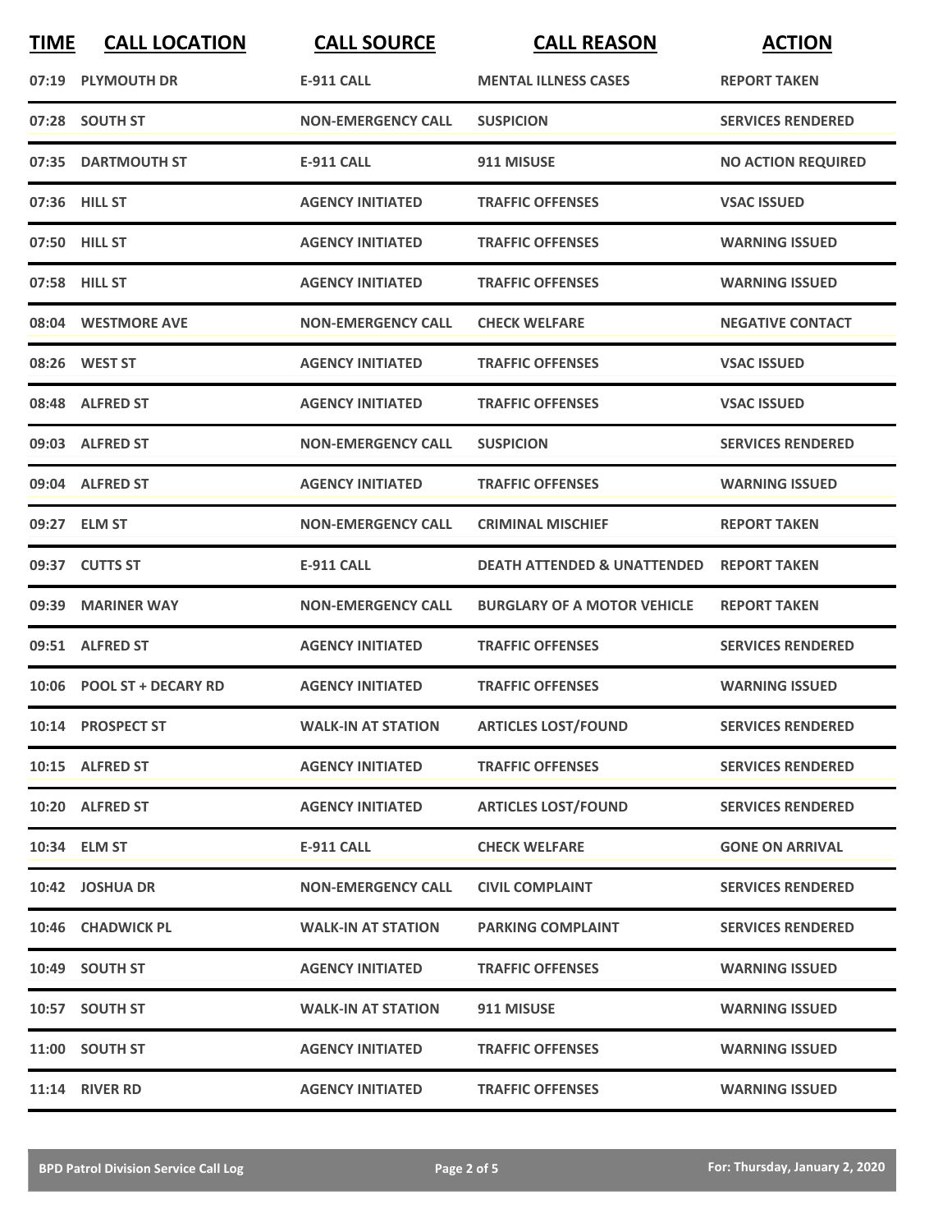| TIME | CALL LOCATION | CALL SOURCE | CALL REASON | ACTION |
|---|---|---|---|---|
| 07:19 | PLYMOUTH DR | E-911 CALL | MENTAL ILLNESS CASES | REPORT TAKEN |
| 07:28 | SOUTH ST | NON-EMERGENCY CALL | SUSPICION | SERVICES RENDERED |
| 07:35 | DARTMOUTH ST | E-911 CALL | 911 MISUSE | NO ACTION REQUIRED |
| 07:36 | HILL ST | AGENCY INITIATED | TRAFFIC OFFENSES | VSAC ISSUED |
| 07:50 | HILL ST | AGENCY INITIATED | TRAFFIC OFFENSES | WARNING ISSUED |
| 07:58 | HILL ST | AGENCY INITIATED | TRAFFIC OFFENSES | WARNING ISSUED |
| 08:04 | WESTMORE AVE | NON-EMERGENCY CALL | CHECK WELFARE | NEGATIVE CONTACT |
| 08:26 | WEST ST | AGENCY INITIATED | TRAFFIC OFFENSES | VSAC ISSUED |
| 08:48 | ALFRED ST | AGENCY INITIATED | TRAFFIC OFFENSES | VSAC ISSUED |
| 09:03 | ALFRED ST | NON-EMERGENCY CALL | SUSPICION | SERVICES RENDERED |
| 09:04 | ALFRED ST | AGENCY INITIATED | TRAFFIC OFFENSES | WARNING ISSUED |
| 09:27 | ELM ST | NON-EMERGENCY CALL | CRIMINAL MISCHIEF | REPORT TAKEN |
| 09:37 | CUTTS ST | E-911 CALL | DEATH ATTENDED & UNATTENDED | REPORT TAKEN |
| 09:39 | MARINER WAY | NON-EMERGENCY CALL | BURGLARY OF A MOTOR VEHICLE | REPORT TAKEN |
| 09:51 | ALFRED ST | AGENCY INITIATED | TRAFFIC OFFENSES | SERVICES RENDERED |
| 10:06 | POOL ST + DECARY RD | AGENCY INITIATED | TRAFFIC OFFENSES | WARNING ISSUED |
| 10:14 | PROSPECT ST | WALK-IN AT STATION | ARTICLES LOST/FOUND | SERVICES RENDERED |
| 10:15 | ALFRED ST | AGENCY INITIATED | TRAFFIC OFFENSES | SERVICES RENDERED |
| 10:20 | ALFRED ST | AGENCY INITIATED | ARTICLES LOST/FOUND | SERVICES RENDERED |
| 10:34 | ELM ST | E-911 CALL | CHECK WELFARE | GONE ON ARRIVAL |
| 10:42 | JOSHUA DR | NON-EMERGENCY CALL | CIVIL COMPLAINT | SERVICES RENDERED |
| 10:46 | CHADWICK PL | WALK-IN AT STATION | PARKING COMPLAINT | SERVICES RENDERED |
| 10:49 | SOUTH ST | AGENCY INITIATED | TRAFFIC OFFENSES | WARNING ISSUED |
| 10:57 | SOUTH ST | WALK-IN AT STATION | 911 MISUSE | WARNING ISSUED |
| 11:00 | SOUTH ST | AGENCY INITIATED | TRAFFIC OFFENSES | WARNING ISSUED |
| 11:14 | RIVER RD | AGENCY INITIATED | TRAFFIC OFFENSES | WARNING ISSUED |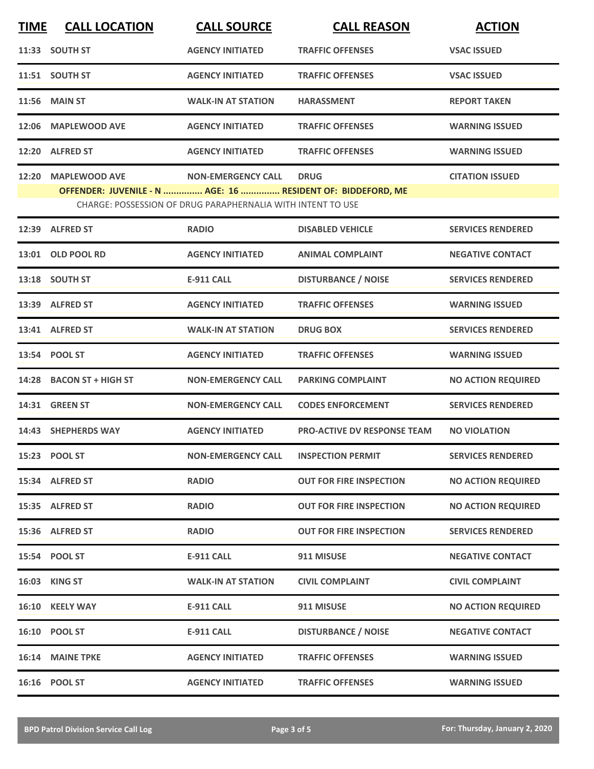| TIME | CALL LOCATION | CALL SOURCE | CALL REASON | ACTION |
|---|---|---|---|---|
| 11:33 | SOUTH ST | AGENCY INITIATED | TRAFFIC OFFENSES | VSAC ISSUED |
| 11:51 | SOUTH ST | AGENCY INITIATED | TRAFFIC OFFENSES | VSAC ISSUED |
| 11:56 | MAIN ST | WALK-IN AT STATION | HARASSMENT | REPORT TAKEN |
| 12:06 | MAPLEWOOD AVE | AGENCY INITIATED | TRAFFIC OFFENSES | WARNING ISSUED |
| 12:20 | ALFRED ST | AGENCY INITIATED | TRAFFIC OFFENSES | WARNING ISSUED |
| 12:20 | MAPLEWOOD AVE | NON-EMERGENCY CALL | DRUG | CITATION ISSUED |
| | OFFENDER: JUVENILE - N ............... AGE: 16 ............... RESIDENT OF: BIDDEFORD, ME | | | |
| | CHARGE: POSSESSION OF DRUG PARAPHERNALIA WITH INTENT TO USE | | | |
| 12:39 | ALFRED ST | RADIO | DISABLED VEHICLE | SERVICES RENDERED |
| 13:01 | OLD POOL RD | AGENCY INITIATED | ANIMAL COMPLAINT | NEGATIVE CONTACT |
| 13:18 | SOUTH ST | E-911 CALL | DISTURBANCE / NOISE | SERVICES RENDERED |
| 13:39 | ALFRED ST | AGENCY INITIATED | TRAFFIC OFFENSES | WARNING ISSUED |
| 13:41 | ALFRED ST | WALK-IN AT STATION | DRUG BOX | SERVICES RENDERED |
| 13:54 | POOL ST | AGENCY INITIATED | TRAFFIC OFFENSES | WARNING ISSUED |
| 14:28 | BACON ST + HIGH ST | NON-EMERGENCY CALL | PARKING COMPLAINT | NO ACTION REQUIRED |
| 14:31 | GREEN ST | NON-EMERGENCY CALL | CODES ENFORCEMENT | SERVICES RENDERED |
| 14:43 | SHEPHERDS WAY | AGENCY INITIATED | PRO-ACTIVE DV RESPONSE TEAM | NO VIOLATION |
| 15:23 | POOL ST | NON-EMERGENCY CALL | INSPECTION PERMIT | SERVICES RENDERED |
| 15:34 | ALFRED ST | RADIO | OUT FOR FIRE INSPECTION | NO ACTION REQUIRED |
| 15:35 | ALFRED ST | RADIO | OUT FOR FIRE INSPECTION | NO ACTION REQUIRED |
| 15:36 | ALFRED ST | RADIO | OUT FOR FIRE INSPECTION | SERVICES RENDERED |
| 15:54 | POOL ST | E-911 CALL | 911 MISUSE | NEGATIVE CONTACT |
| 16:03 | KING ST | WALK-IN AT STATION | CIVIL COMPLAINT | CIVIL COMPLAINT |
| 16:10 | KEELY WAY | E-911 CALL | 911 MISUSE | NO ACTION REQUIRED |
| 16:10 | POOL ST | E-911 CALL | DISTURBANCE / NOISE | NEGATIVE CONTACT |
| 16:14 | MAINE TPKE | AGENCY INITIATED | TRAFFIC OFFENSES | WARNING ISSUED |
| 16:16 | POOL ST | AGENCY INITIATED | TRAFFIC OFFENSES | WARNING ISSUED |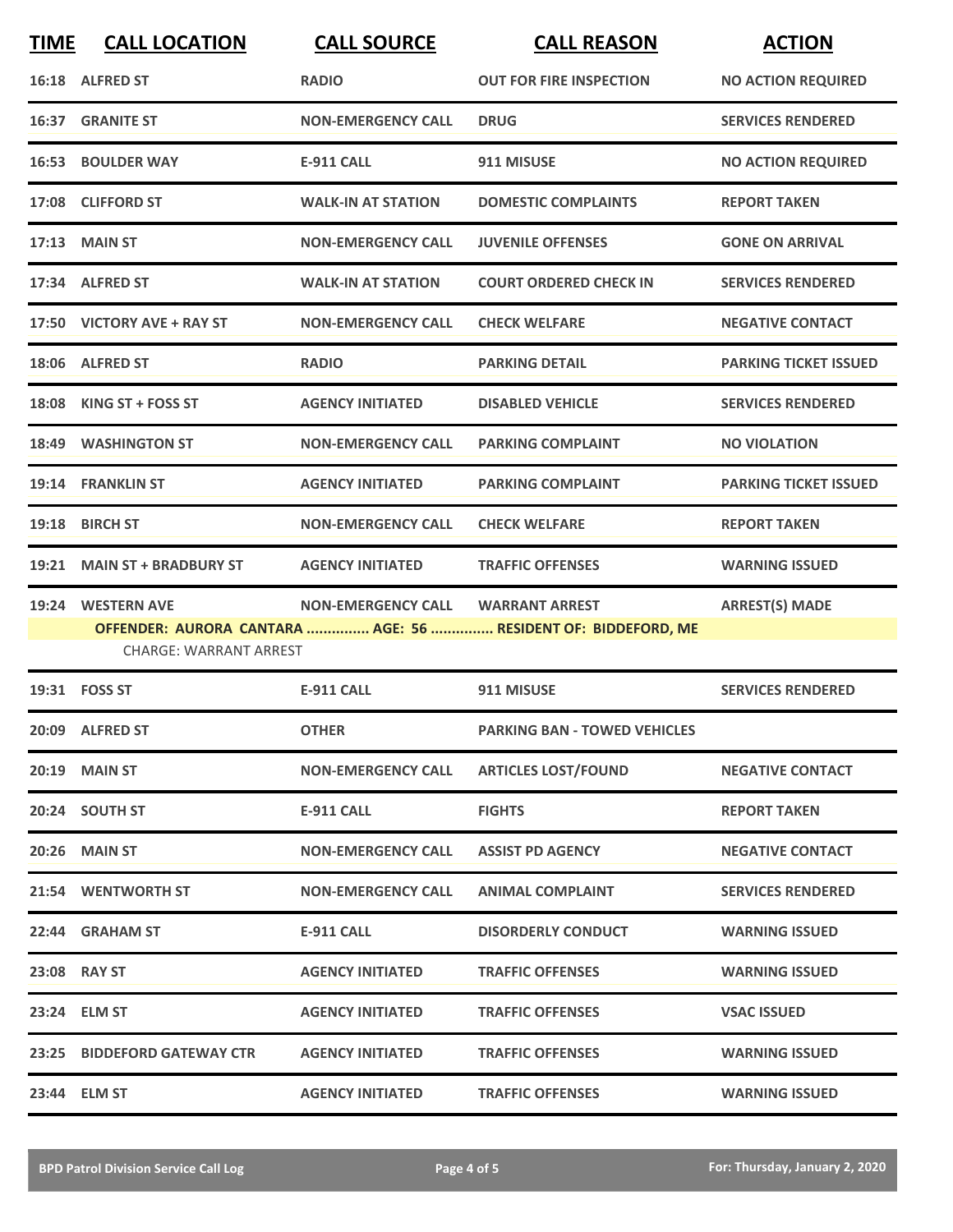| TIME | CALL LOCATION | CALL SOURCE | CALL REASON | ACTION |
|---|---|---|---|---|
| 16:18 | ALFRED ST | RADIO | OUT FOR FIRE INSPECTION | NO ACTION REQUIRED |
| 16:37 | GRANITE ST | NON-EMERGENCY CALL | DRUG | SERVICES RENDERED |
| 16:53 | BOULDER WAY | E-911 CALL | 911 MISUSE | NO ACTION REQUIRED |
| 17:08 | CLIFFORD ST | WALK-IN AT STATION | DOMESTIC COMPLAINTS | REPORT TAKEN |
| 17:13 | MAIN ST | NON-EMERGENCY CALL | JUVENILE OFFENSES | GONE ON ARRIVAL |
| 17:34 | ALFRED ST | WALK-IN AT STATION | COURT ORDERED CHECK IN | SERVICES RENDERED |
| 17:50 | VICTORY AVE + RAY ST | NON-EMERGENCY CALL | CHECK WELFARE | NEGATIVE CONTACT |
| 18:06 | ALFRED ST | RADIO | PARKING DETAIL | PARKING TICKET ISSUED |
| 18:08 | KING ST + FOSS ST | AGENCY INITIATED | DISABLED VEHICLE | SERVICES RENDERED |
| 18:49 | WASHINGTON ST | NON-EMERGENCY CALL | PARKING COMPLAINT | NO VIOLATION |
| 19:14 | FRANKLIN ST | AGENCY INITIATED | PARKING COMPLAINT | PARKING TICKET ISSUED |
| 19:18 | BIRCH ST | NON-EMERGENCY CALL | CHECK WELFARE | REPORT TAKEN |
| 19:21 | MAIN ST + BRADBURY ST | AGENCY INITIATED | TRAFFIC OFFENSES | WARNING ISSUED |
| 19:24 | WESTERN AVE | NON-EMERGENCY CALL | WARRANT ARREST | ARREST(S) MADE |
| | **OFFENDER: AURORA CANTARA ............... AGE: 56 ............... RESIDENT OF: BIDDEFORD, ME** | | | |
| | CHARGE: WARRANT ARREST | | | |
| 19:31 | FOSS ST | E-911 CALL | 911 MISUSE | SERVICES RENDERED |
| 20:09 | ALFRED ST | OTHER | PARKING BAN - TOWED VEHICLES | |
| 20:19 | MAIN ST | NON-EMERGENCY CALL | ARTICLES LOST/FOUND | NEGATIVE CONTACT |
| 20:24 | SOUTH ST | E-911 CALL | FIGHTS | REPORT TAKEN |
| 20:26 | MAIN ST | NON-EMERGENCY CALL | ASSIST PD AGENCY | NEGATIVE CONTACT |
| 21:54 | WENTWORTH ST | NON-EMERGENCY CALL | ANIMAL COMPLAINT | SERVICES RENDERED |
| 22:44 | GRAHAM ST | E-911 CALL | DISORDERLY CONDUCT | WARNING ISSUED |
| 23:08 | RAY ST | AGENCY INITIATED | TRAFFIC OFFENSES | WARNING ISSUED |
| 23:24 | ELM ST | AGENCY INITIATED | TRAFFIC OFFENSES | VSAC ISSUED |
| 23:25 | BIDDEFORD GATEWAY CTR | AGENCY INITIATED | TRAFFIC OFFENSES | WARNING ISSUED |
| 23:44 | ELM ST | AGENCY INITIATED | TRAFFIC OFFENSES | WARNING ISSUED |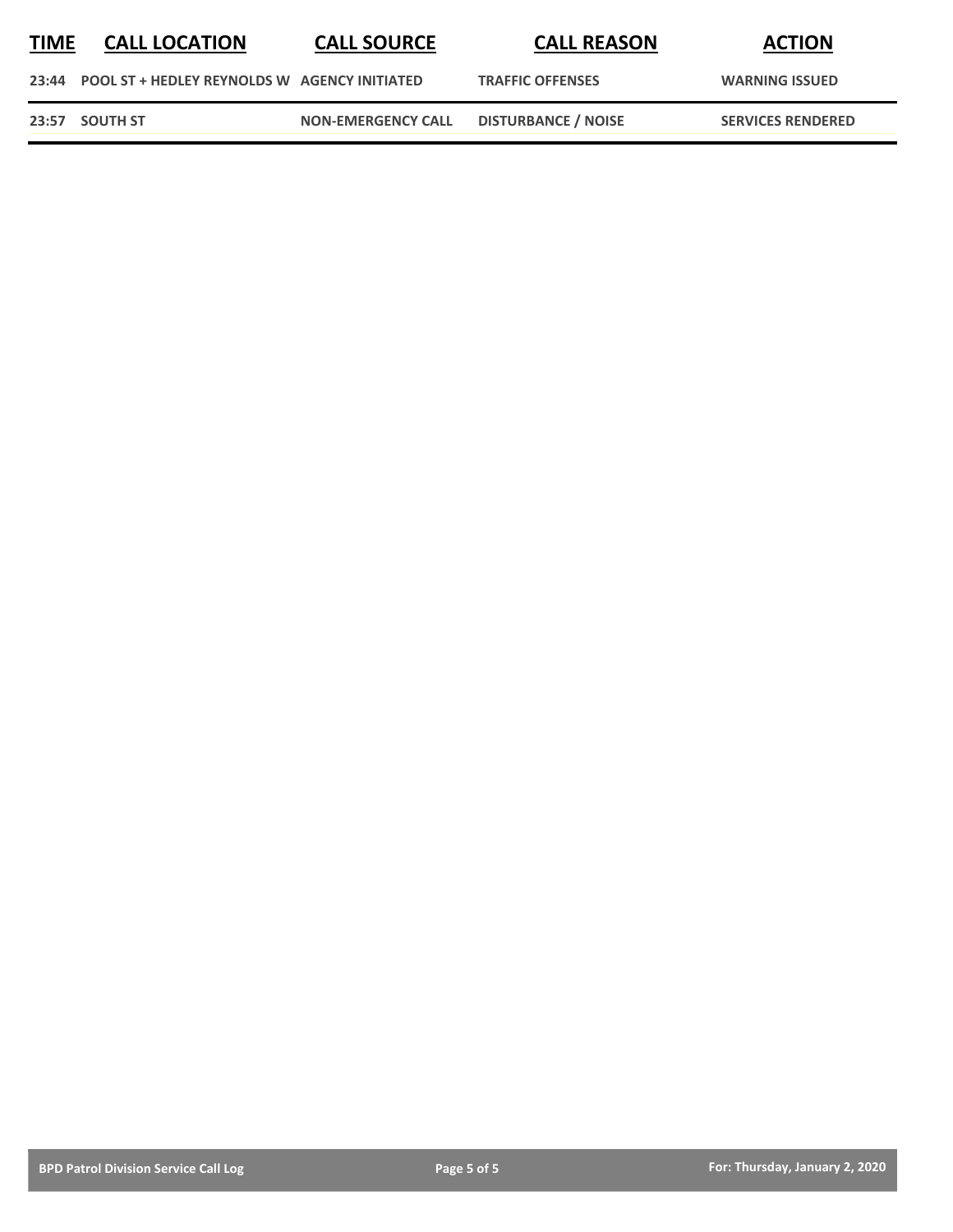| TIME | CALL LOCATION | CALL SOURCE | CALL REASON | ACTION |
|---|---|---|---|---|
| 23:44 | POOL ST + HEDLEY REYNOLDS W | AGENCY INITIATED | TRAFFIC OFFENSES | WARNING ISSUED |
| 23:57 | SOUTH ST | NON-EMERGENCY CALL | DISTURBANCE / NOISE | SERVICES RENDERED |